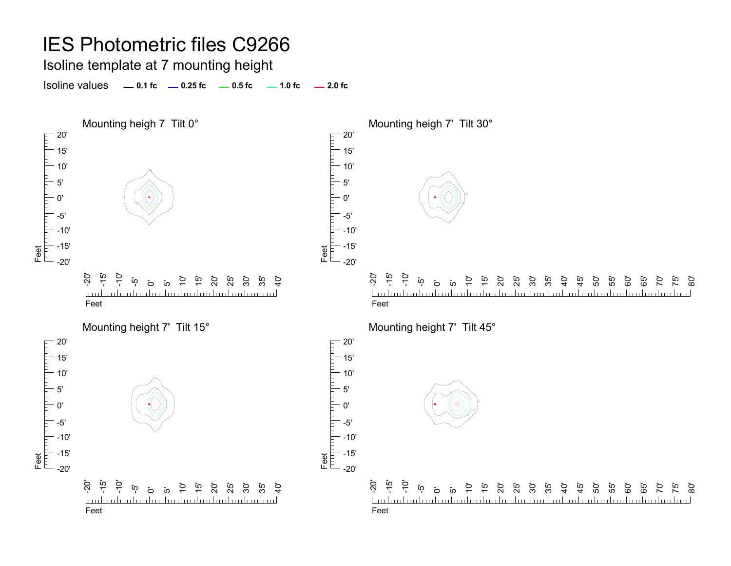# IES Photometric files C9266

## Isoline template at 7 mounting height

Isoline values — 0.1 fc — 0.25 fc — 0.5 fc — 1.0 fc — 2.0 fc

### Mounting heigh 7 Tilt 0°

### Mounting heigh 7' Tilt 30°

### Mounting height 7' Tilt 15°

### Mounting height 7' Tilt 45°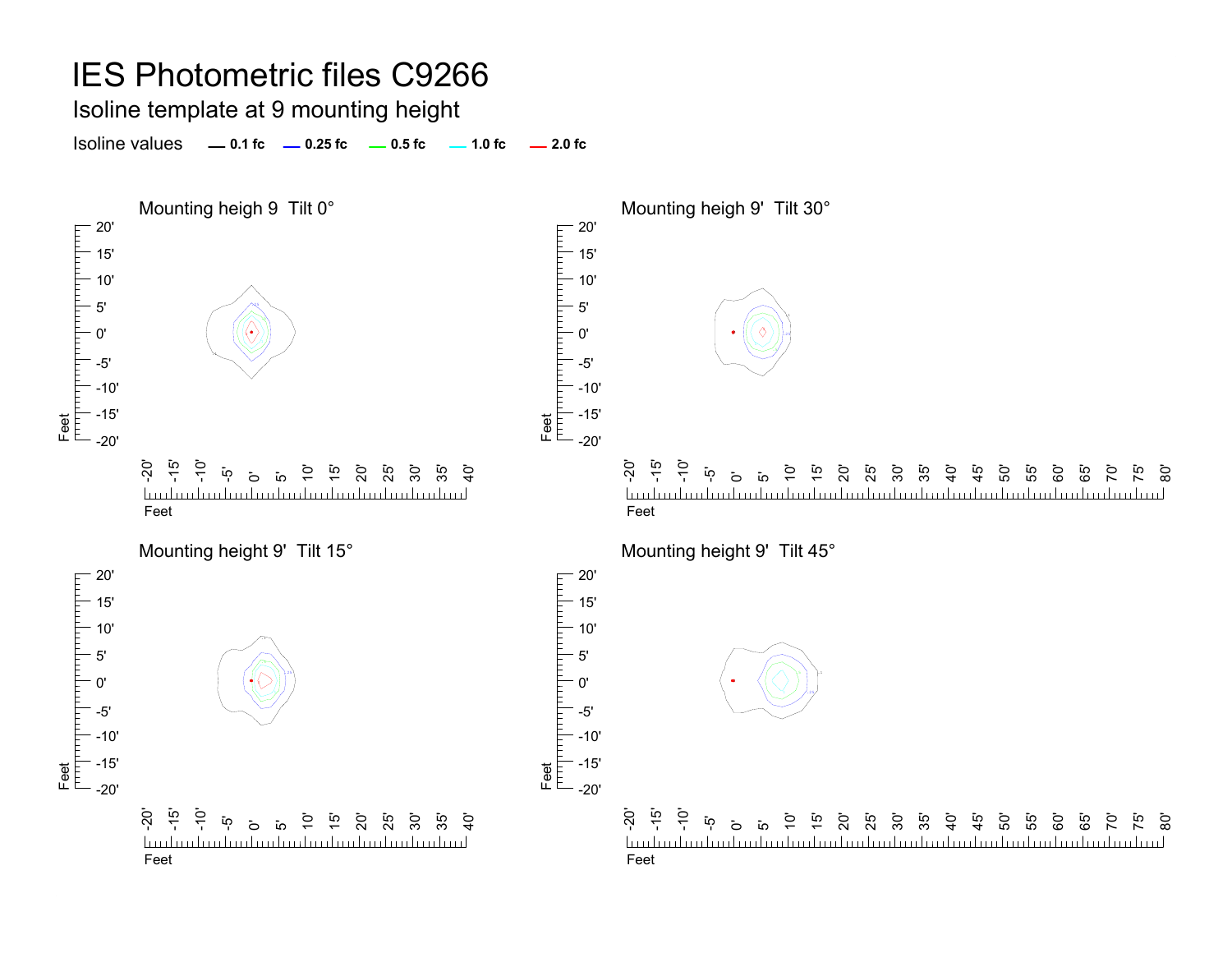# IES Photometric files C9266

## Isoline template at 9 mounting height

Isoline values — 0.1 fc — 0.25 fc — 0.5 fc — 1.0 fc — 2.0 fc

Mounting heigh 9 Tilt 0°

Mounting heigh 9' Tilt 30°

Mounting height 9' Tilt 15°

Mounting height 9' Tilt 45°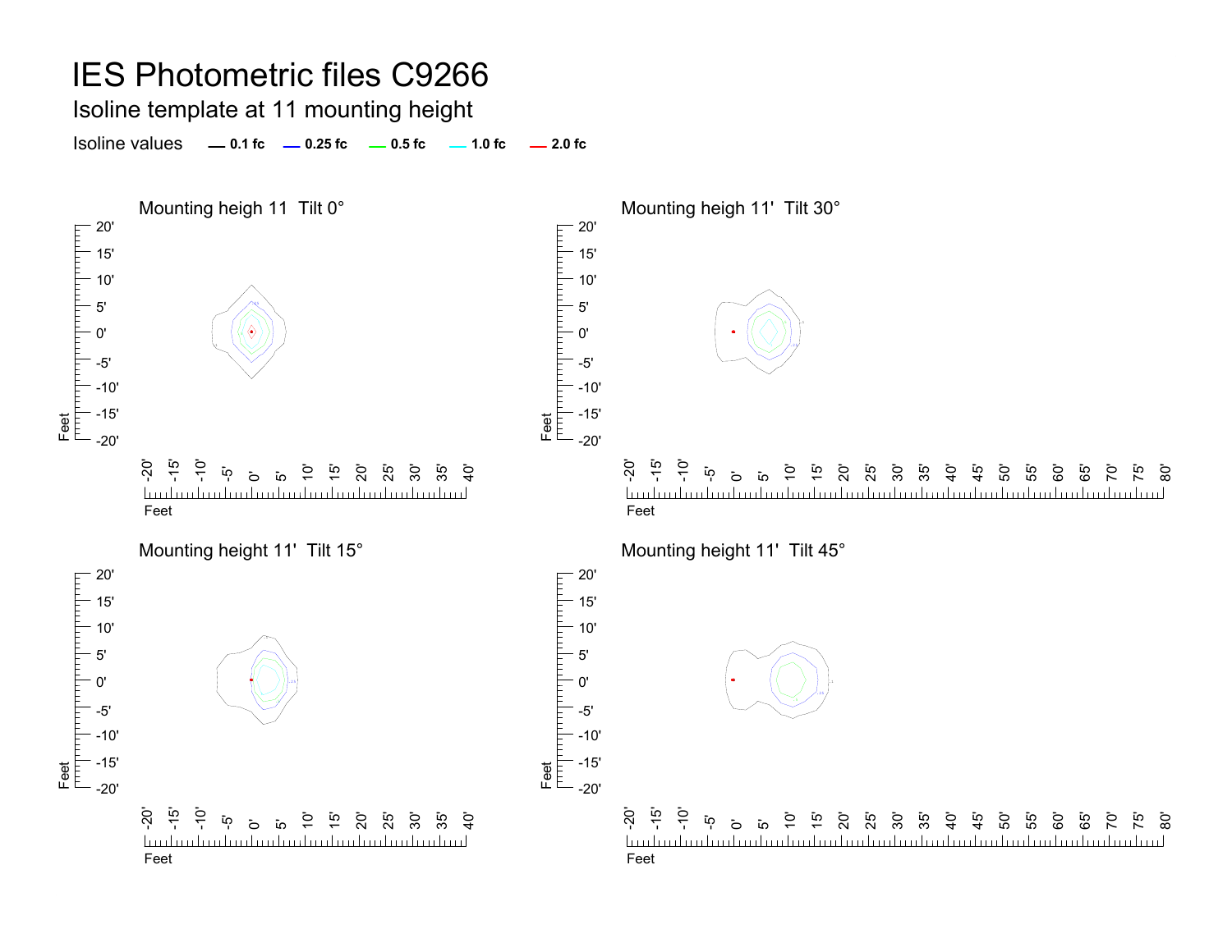# IES Photometric files C9266

## Isoline template at 11 mounting height

Isoline values — 0.1 fc — 0.25 fc — 0.5 fc — 1.0 fc — 2.0 fc

### Mounting heigh 11 Tilt 0°

### Mounting heigh 11' Tilt 30°

### Mounting height 11' Tilt 15°

### Mounting height 11' Tilt 45°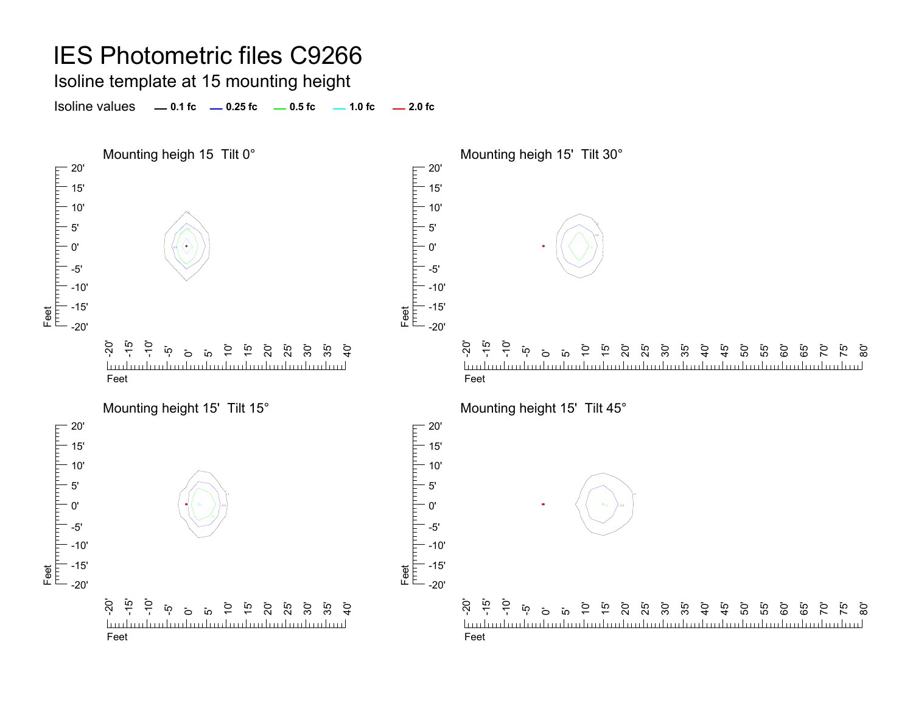# IES Photometric files C9266

## Isoline template at 15 mounting height

Isoline values — 0.1 fc — 0.25 fc — 0.5 fc — 1.0 fc — 2.0 fc

### Mounting heigh 15 Tilt 0°

### Mounting heigh 15' Tilt 30°

### Mounting height 15' Tilt 15°

### Mounting height 15' Tilt 45°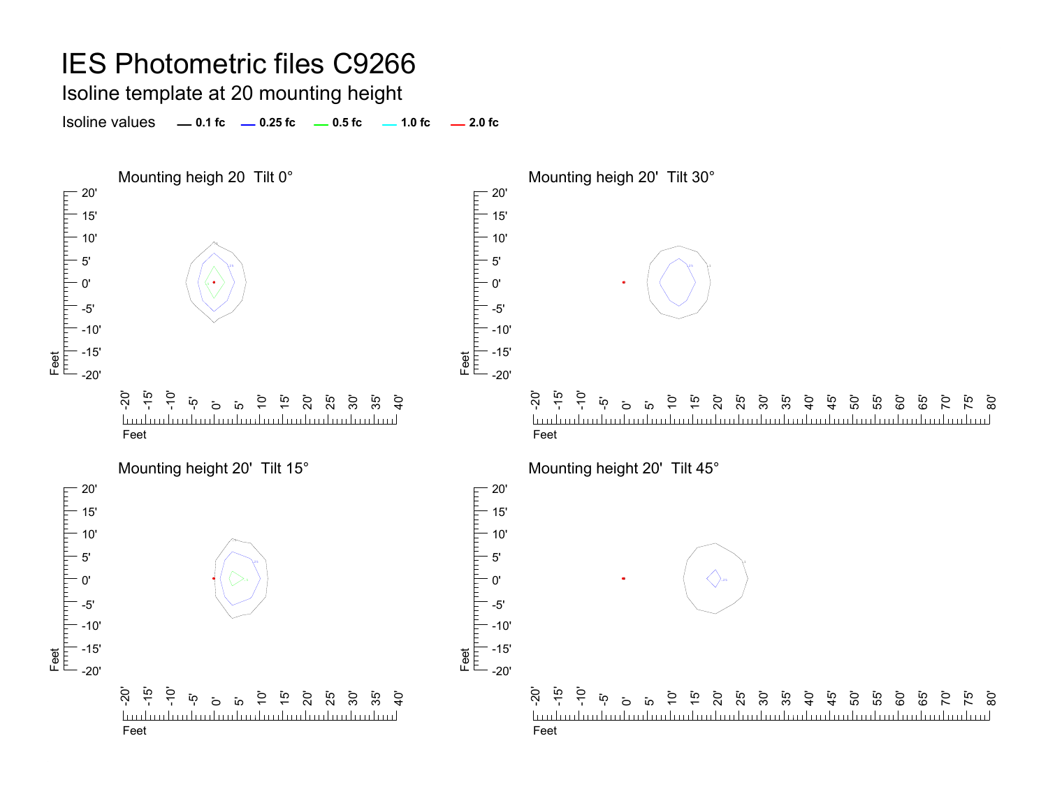# IES Photometric files C9266

## Isoline template at 20 mounting height

Isoline values — 0.1 fc — 0.25 fc — 0.5 fc — 1.0 fc — 2.0 fc

Mounting heigh 20 Tilt 0°

Mounting heigh 20' Tilt 30°

Mounting height 20' Tilt 15°

Mounting height 20' Tilt 45°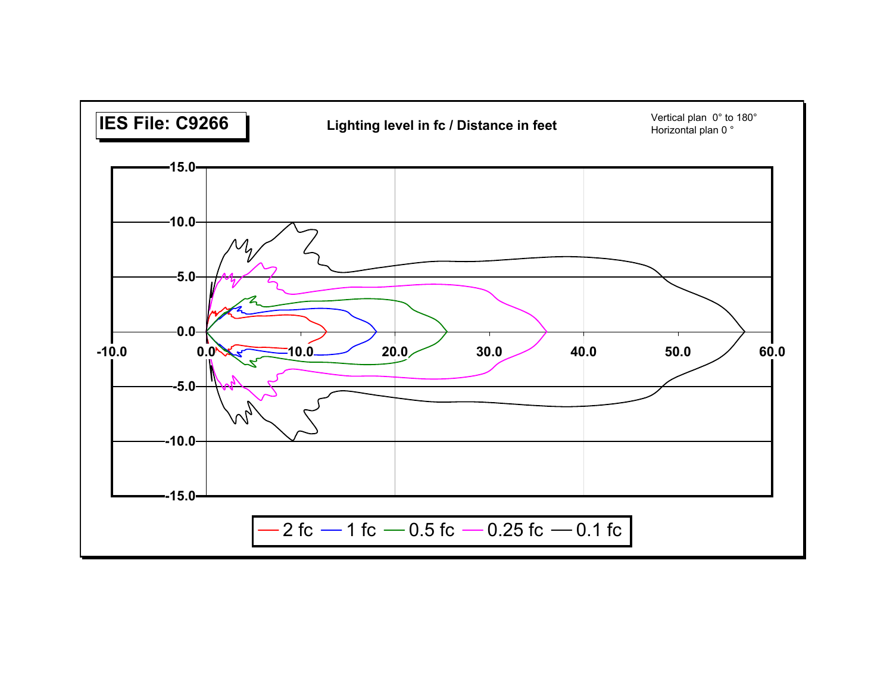IES File: C9266

Lighting level in fc / Distance in feet

Vertical plan 0° to 180°
Horizontal plan 0 °

15.0
10.0
5.0
0.0
-5.0
-10.0
-15.0

-10.0
0.0
10.0
20.0
30.0
40.0
50.0
60.0

2 fc
1 fc
0.5 fc
0.25 fc
0.1 fc